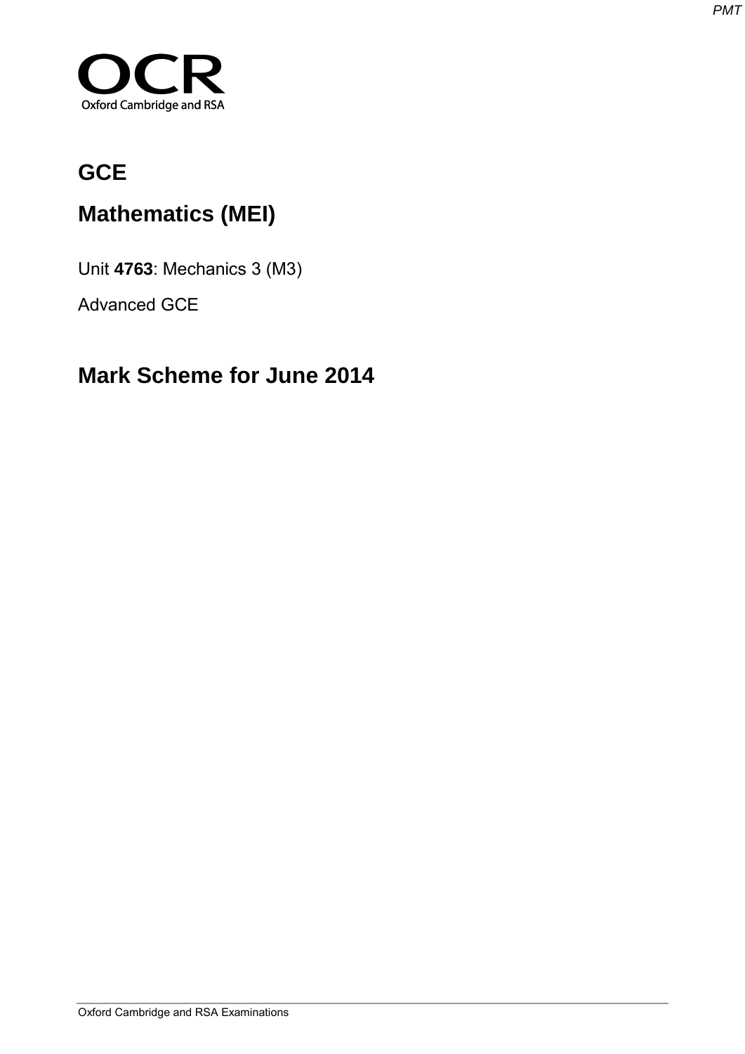# OCR

Oxford Cambridge and RSA

# GCE

## Mathematics (MEI)

Unit **4763**: Mechanics 3 (M3)

Advanced GCE

## Mark Scheme for June 2014

Oxford Cambridge and RSA Examinations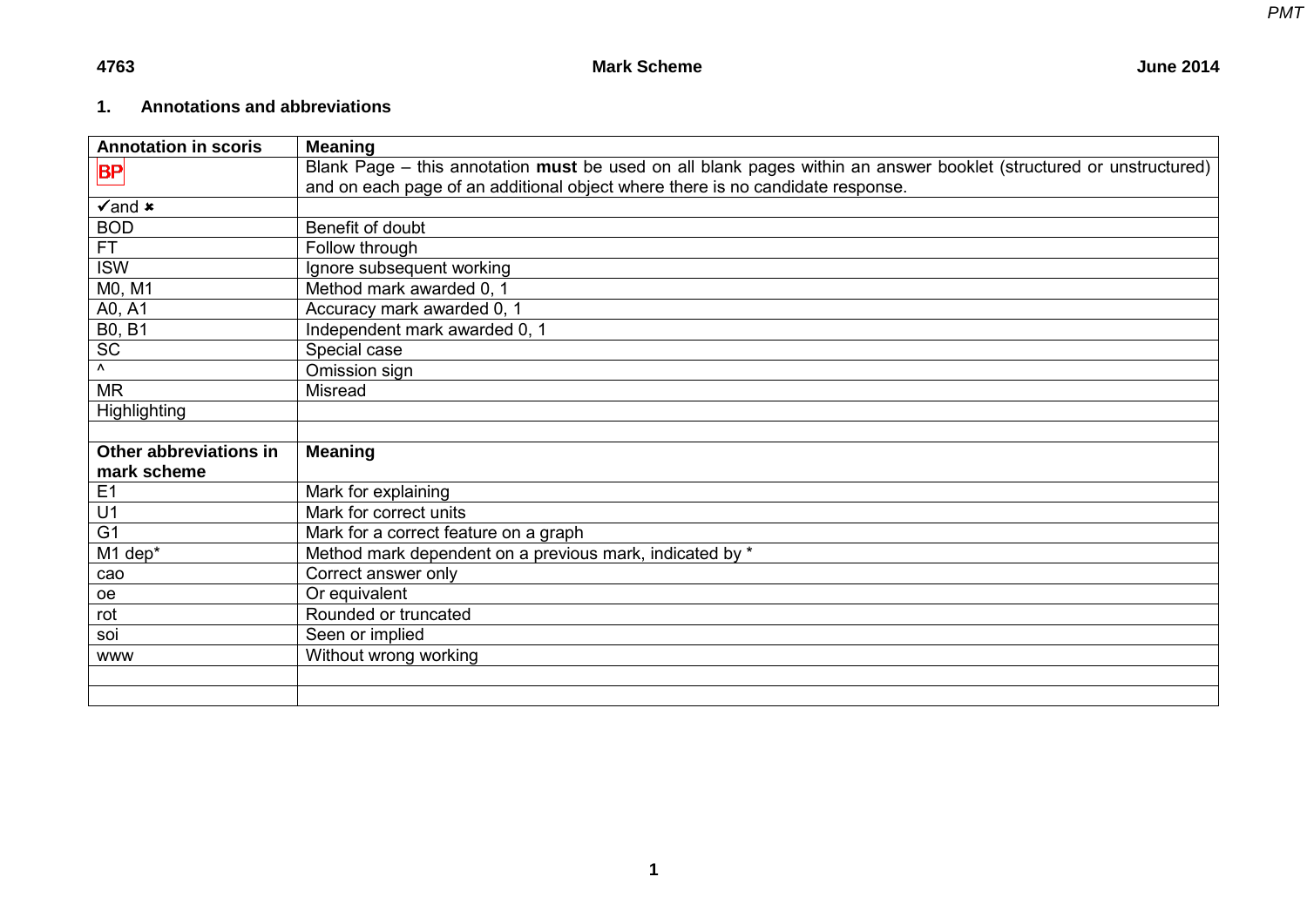## 1. Annotations and abbreviations

| Annotation in scoris | Meaning |
|---|---|
| BP | Blank Page – this annotation **must** be used on all blank pages within an answer booklet (structured or unstructured) and on each page of an additional object where there is no candidate response. |
| ✓and ✗ | |
| BOD | Benefit of doubt |
| FT | Follow through |
| ISW | Ignore subsequent working |
| M0, M1 | Method mark awarded 0, 1 |
| A0, A1 | Accuracy mark awarded 0, 1 |
| B0, B1 | Independent mark awarded 0, 1 |
| SC | Special case |
| ^ | Omission sign |
| MR | Misread |
| Highlighting | |
| | |
| **Other abbreviations in mark scheme** | **Meaning** |
| E1 | Mark for explaining |
| U1 | Mark for correct units |
| G1 | Mark for a correct feature on a graph |
| M1 dep* | Method mark dependent on a previous mark, indicated by * |
| cao | Correct answer only |
| oe | Or equivalent |
| rot | Rounded or truncated |
| soi | Seen or implied |
| www | Without wrong working |
| | |
| | |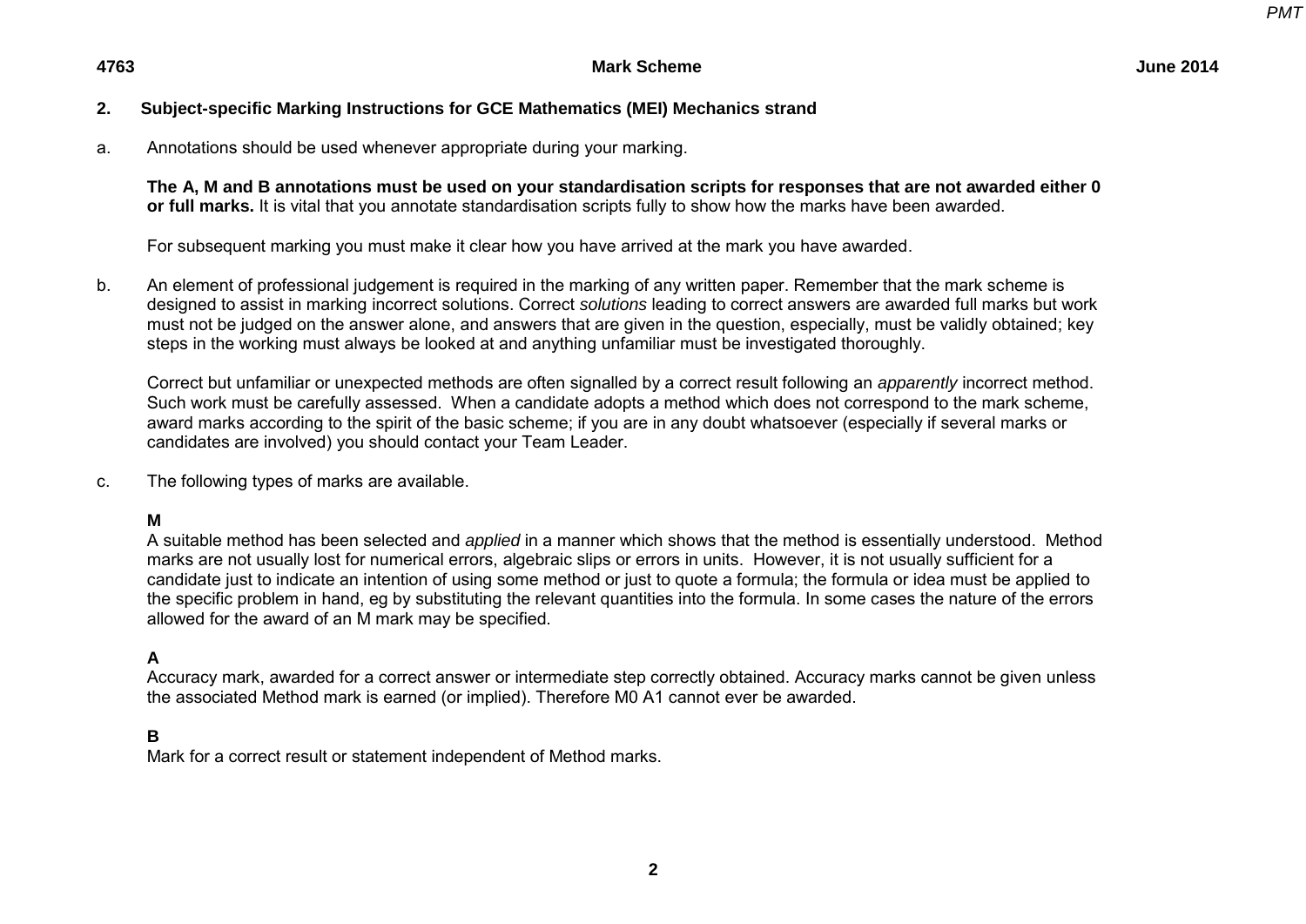## 2. Subject-specific Marking Instructions for GCE Mathematics (MEI) Mechanics strand

a. Annotations should be used whenever appropriate during your marking.

   **The A, M and B annotations must be used on your standardisation scripts for responses that are not awarded either 0 or full marks.** It is vital that you annotate standardisation scripts fully to show how the marks have been awarded.

   For subsequent marking you must make it clear how you have arrived at the mark you have awarded.

b. An element of professional judgement is required in the marking of any written paper. Remember that the mark scheme is designed to assist in marking incorrect solutions. Correct *solutions* leading to correct answers are awarded full marks but work must not be judged on the answer alone, and answers that are given in the question, especially, must be validly obtained; key steps in the working must always be looked at and anything unfamiliar must be investigated thoroughly.

   Correct but unfamiliar or unexpected methods are often signalled by a correct result following an *apparently* incorrect method. Such work must be carefully assessed. When a candidate adopts a method which does not correspond to the mark scheme, award marks according to the spirit of the basic scheme; if you are in any doubt whatsoever (especially if several marks or candidates are involved) you should contact your Team Leader.

c. The following types of marks are available.

   **M**
   A suitable method has been selected and *applied* in a manner which shows that the method is essentially understood. Method marks are not usually lost for numerical errors, algebraic slips or errors in units. However, it is not usually sufficient for a candidate just to indicate an intention of using some method or just to quote a formula; the formula or idea must be applied to the specific problem in hand, eg by substituting the relevant quantities into the formula. In some cases the nature of the errors allowed for the award of an M mark may be specified.

   **A**
   Accuracy mark, awarded for a correct answer or intermediate step correctly obtained. Accuracy marks cannot be given unless the associated Method mark is earned (or implied). Therefore M0 A1 cannot ever be awarded.

   **B**
   Mark for a correct result or statement independent of Method marks.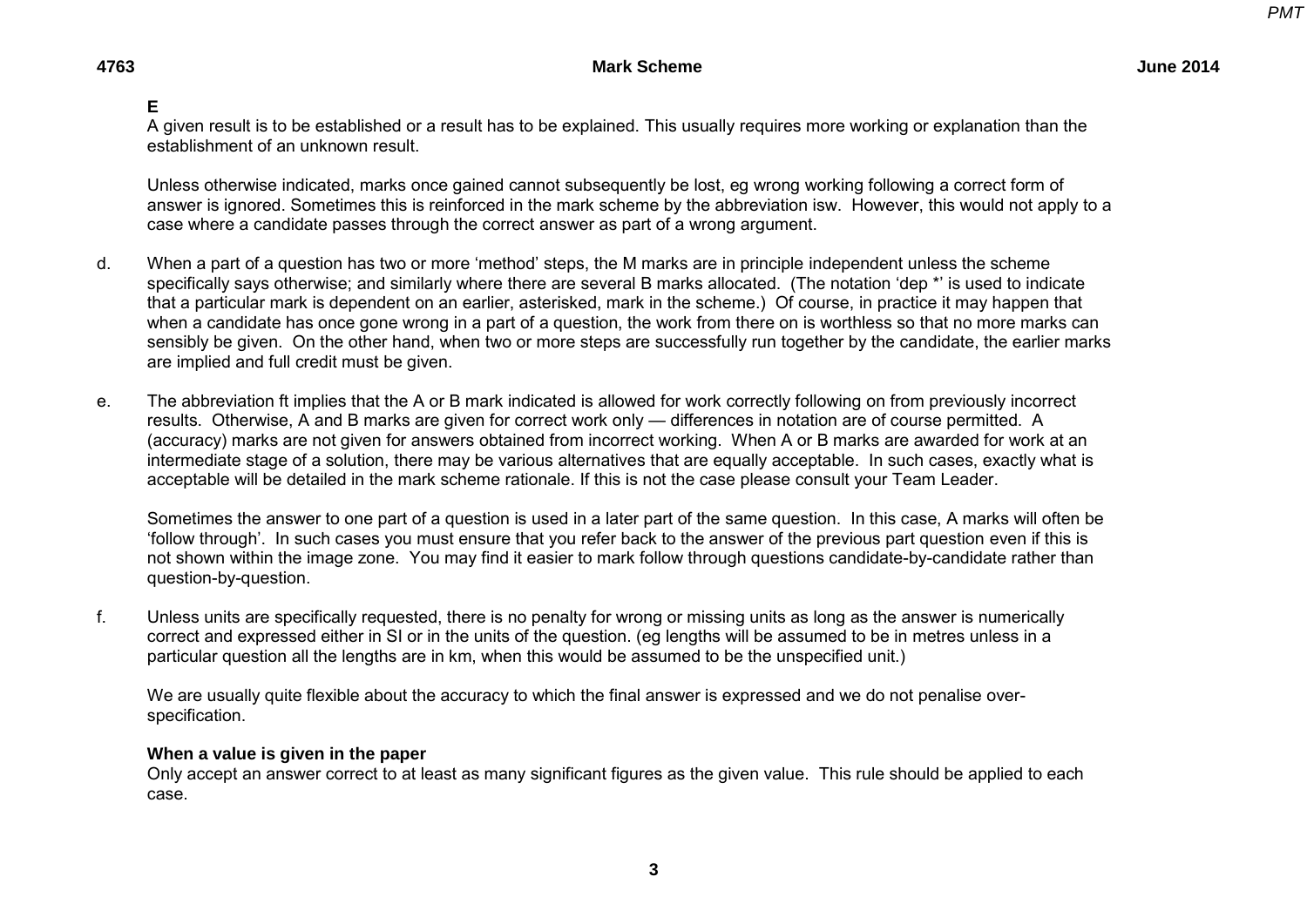**E**

A given result is to be established or a result has to be explained. This usually requires more working or explanation than the establishment of an unknown result.

Unless otherwise indicated, marks once gained cannot subsequently be lost, eg wrong working following a correct form of answer is ignored. Sometimes this is reinforced in the mark scheme by the abbreviation isw. However, this would not apply to a case where a candidate passes through the correct answer as part of a wrong argument.

d. When a part of a question has two or more 'method' steps, the M marks are in principle independent unless the scheme specifically says otherwise; and similarly where there are several B marks allocated. (The notation 'dep *' is used to indicate that a particular mark is dependent on an earlier, asterisked, mark in the scheme.) Of course, in practice it may happen that when a candidate has once gone wrong in a part of a question, the work from there on is worthless so that no more marks can sensibly be given. On the other hand, when two or more steps are successfully run together by the candidate, the earlier marks are implied and full credit must be given.

e. The abbreviation ft implies that the A or B mark indicated is allowed for work correctly following on from previously incorrect results. Otherwise, A and B marks are given for correct work only — differences in notation are of course permitted. A (accuracy) marks are not given for answers obtained from incorrect working. When A or B marks are awarded for work at an intermediate stage of a solution, there may be various alternatives that are equally acceptable. In such cases, exactly what is acceptable will be detailed in the mark scheme rationale. If this is not the case please consult your Team Leader.

Sometimes the answer to one part of a question is used in a later part of the same question. In this case, A marks will often be 'follow through'. In such cases you must ensure that you refer back to the answer of the previous part question even if this is not shown within the image zone. You may find it easier to mark follow through questions candidate-by-candidate rather than question-by-question.

f. Unless units are specifically requested, there is no penalty for wrong or missing units as long as the answer is numerically correct and expressed either in SI or in the units of the question. (eg lengths will be assumed to be in metres unless in a particular question all the lengths are in km, when this would be assumed to be the unspecified unit.)

We are usually quite flexible about the accuracy to which the final answer is expressed and we do not penalise over-specification.

**When a value is given in the paper**

Only accept an answer correct to at least as many significant figures as the given value. This rule should be applied to each case.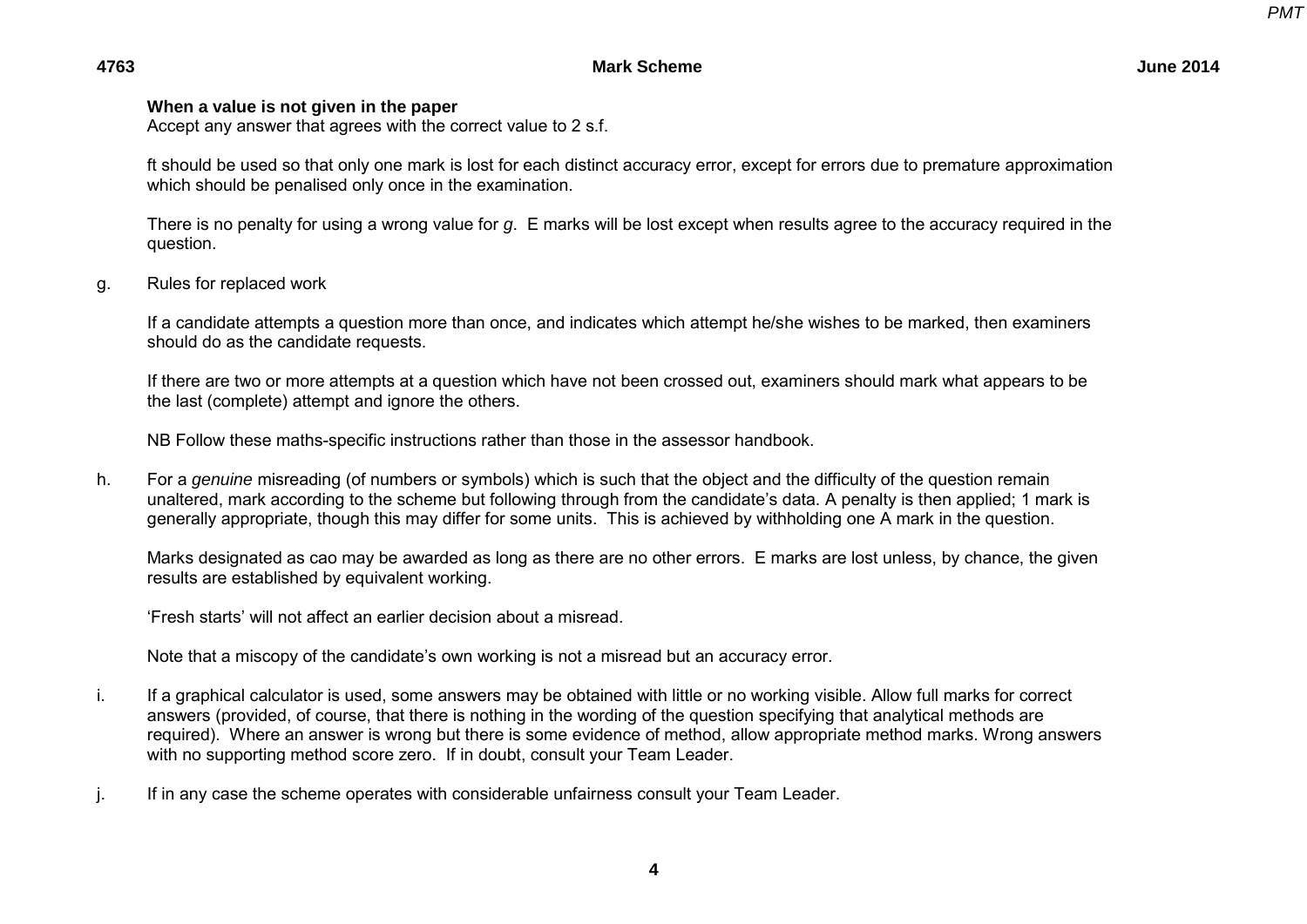**When a value is not given in the paper**
Accept any answer that agrees with the correct value to 2 s.f.

ft should be used so that only one mark is lost for each distinct accuracy error, except for errors due to premature approximation which should be penalised only once in the examination.

There is no penalty for using a wrong value for *g*. E marks will be lost except when results agree to the accuracy required in the question.

g. Rules for replaced work

If a candidate attempts a question more than once, and indicates which attempt he/she wishes to be marked, then examiners should do as the candidate requests.

If there are two or more attempts at a question which have not been crossed out, examiners should mark what appears to be the last (complete) attempt and ignore the others.

NB Follow these maths-specific instructions rather than those in the assessor handbook.

h. For a *genuine* misreading (of numbers or symbols) which is such that the object and the difficulty of the question remain unaltered, mark according to the scheme but following through from the candidate's data. A penalty is then applied; 1 mark is generally appropriate, though this may differ for some units. This is achieved by withholding one A mark in the question.

Marks designated as cao may be awarded as long as there are no other errors. E marks are lost unless, by chance, the given results are established by equivalent working.

'Fresh starts' will not affect an earlier decision about a misread.

Note that a miscopy of the candidate's own working is not a misread but an accuracy error.

i. If a graphical calculator is used, some answers may be obtained with little or no working visible. Allow full marks for correct answers (provided, of course, that there is nothing in the wording of the question specifying that analytical methods are required). Where an answer is wrong but there is some evidence of method, allow appropriate method marks. Wrong answers with no supporting method score zero. If in doubt, consult your Team Leader.

j. If in any case the scheme operates with considerable unfairness consult your Team Leader.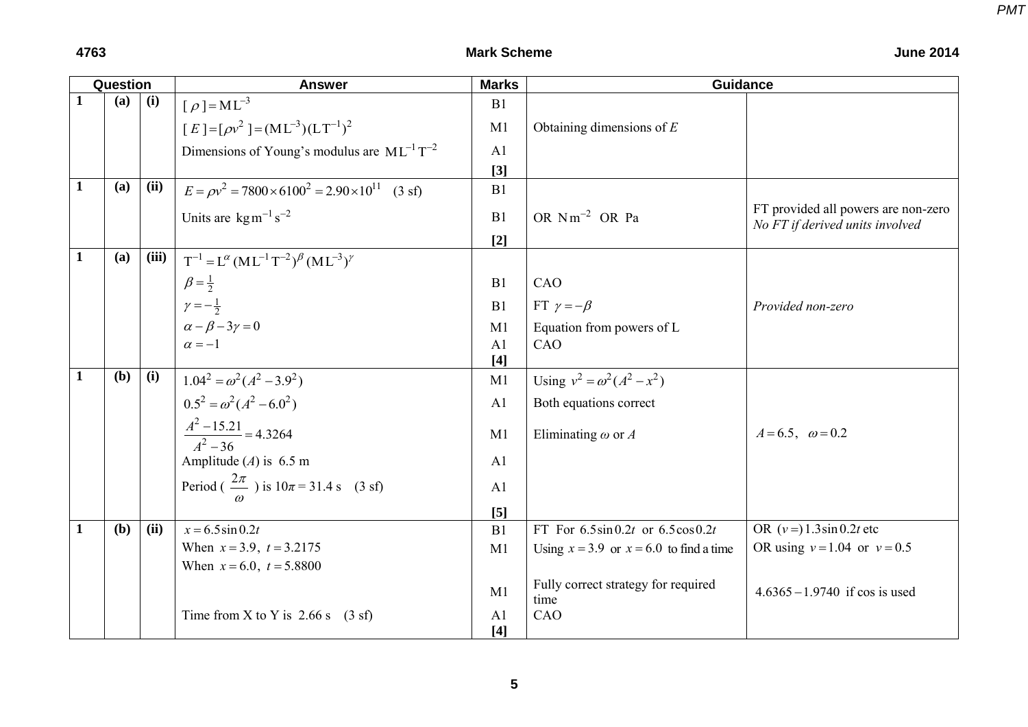| Question | | | Answer | Marks | Guidance | |
|---|---|---|---|---|---|---|
| 1 | (a) | (i) | $[\rho] = \mathrm{ML}^{-3}$ | B1 | | |
| | | | $[E] = [\rho v^2] = (\mathrm{ML}^{-3})(\mathrm{LT}^{-1})^2$ | M1 | Obtaining dimensions of $E$ | |
| | | | Dimensions of Young's modulus are $\mathrm{ML}^{-1}\mathrm{T}^{-2}$ | A1 | | |
| | | | | **[3]** | | |
| 1 | (a) | (ii) | $E = \rho v^2 = 7800 \times 6100^2 = 2.90 \times 10^{11}$ (3 sf) | B1 | | |
| | | | Units are $\mathrm{kg\,m^{-1}\,s^{-2}}$ | B1 | OR $\mathrm{N\,m^{-2}}$ OR Pa | FT provided all powers are non-zero *No FT if derived units involved* |
| | | | | **[2]** | | |
| 1 | (a) | (iii) | $\mathrm{T}^{-1} = \mathrm{L}^{\alpha}(\mathrm{ML}^{-1}\mathrm{T}^{-2})^{\beta}(\mathrm{ML}^{-3})^{\gamma}$ | | | |
| | | | $\beta = \frac{1}{2}$ | B1 | CAO | |
| | | | $\gamma = -\frac{1}{2}$ | B1 | FT $\gamma = -\beta$ | *Provided non-zero* |
| | | | $\alpha - \beta - 3\gamma = 0$ | M1 | Equation from powers of L | |
| | | | $\alpha = -1$ | A1 | CAO | |
| | | | | **[4]** | | |
| 1 | (b) | (i) | $1.04^2 = \omega^2(A^2 - 3.9^2)$ | M1 | Using $v^2 = \omega^2(A^2 - x^2)$ | |
| | | | $0.5^2 = \omega^2(A^2 - 6.0^2)$ | A1 | Both equations correct | |
| | | | $\dfrac{A^2 - 15.21}{A^2 - 36} = 4.3264$ | M1 | Eliminating $\omega$ or $A$ | $A = 6.5, \quad \omega = 0.2$ |
| | | | Amplitude ($A$) is 6.5 m | A1 | | |
| | | | Period ( $\dfrac{2\pi}{\omega}$ ) is $10\pi = 31.4$ s (3 sf) | A1 | | |
| | | | | **[5]** | | |
| 1 | (b) | (ii) | $x = 6.5\sin 0.2t$ | B1 | FT For $6.5\sin 0.2t$ or $6.5\cos 0.2t$ | OR $(v =) 1.3\sin 0.2t$ etc |
| | | | When $x = 3.9,\ t = 3.2175$ | M1 | Using $x = 3.9$ or $x = 6.0$ to find a time | OR using $v = 1.04$ or $v = 0.5$ |
| | | | When $x = 6.0,\ t = 5.8800$ | | | |
| | | | | M1 | Fully correct strategy for required time | $4.6365 - 1.9740$ if cos is used |
| | | | Time from X to Y is 2.66 s (3 sf) | A1 | CAO | |
| | | | | **[4]** | | |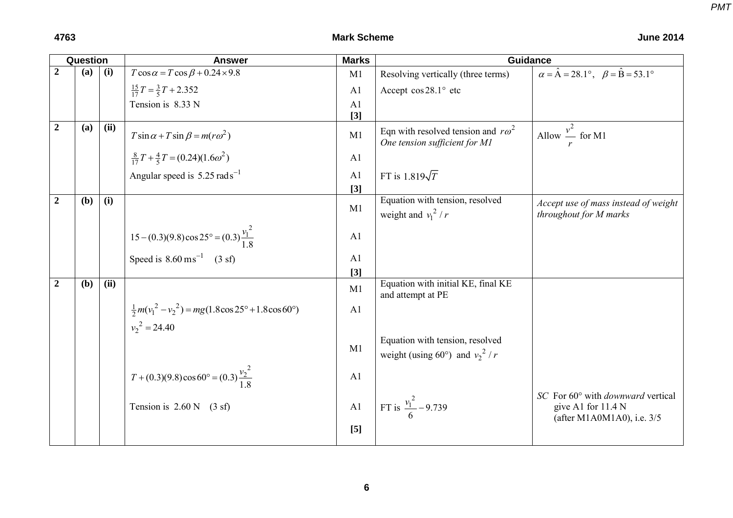| Question | | | Answer | Marks | Guidance | |
|---|---|---|---|---|---|---|
| 2 | (a) | (i) | $T\cos\alpha = T\cos\beta + 0.24\times 9.8$ | M1 | Resolving vertically (three terms) | $\alpha = \hat{\text{A}} = 28.1°,\quad \beta = \hat{\text{B}} = 53.1°$ |
| | | | $\frac{15}{17}T = \frac{3}{5}T + 2.352$ | A1 | Accept $\cos 28.1°$ etc | |
| | | | Tension is 8.33 N | A1 | | |
| | | | | **[3]** | | |
| 2 | (a) | (ii) | $T\sin\alpha + T\sin\beta = m(r\omega^2)$ | M1 | Eqn with resolved tension and $r\omega^2$ *One tension sufficient for M1* | Allow $\frac{v^2}{r}$ for M1 |
| | | | $\frac{8}{17}T + \frac{4}{5}T = (0.24)(1.6\omega^2)$ | A1 | | |
| | | | Angular speed is $5.25\text{ rad s}^{-1}$ | A1 | FT is $1.819\sqrt{T}$ | |
| | | | | **[3]** | | |
| 2 | (b) | (i) | | M1 | Equation with tension, resolved weight and $v_1^2/r$ | *Accept use of mass instead of weight throughout for M marks* |
| | | | $15-(0.3)(9.8)\cos 25° = (0.3)\frac{v_1^2}{1.8}$ | A1 | | |
| | | | Speed is $8.60\text{ m s}^{-1}$ (3 sf) | A1 | | |
| | | | | **[3]** | | |
| 2 | (b) | (ii) | | M1 | Equation with initial KE, final KE and attempt at PE | |
| | | | $\frac{1}{2}m(v_1^2 - v_2^2) = mg(1.8\cos 25° + 1.8\cos 60°)$ | A1 | | |
| | | | $v_2^2 = 24.40$ | | | |
| | | | | M1 | Equation with tension, resolved weight (using 60°) and $v_2^2/r$ | |
| | | | $T + (0.3)(9.8)\cos 60° = (0.3)\frac{v_2^2}{1.8}$ | A1 | | |
| | | | Tension is 2.60 N (3 sf) | A1 | FT is $\frac{v_1^2}{6} - 9.739$ | *SC* For 60° with *downward* vertical give A1 for 11.4 N (after M1A0M1A0), i.e. 3/5 |
| | | | | **[5]** | | |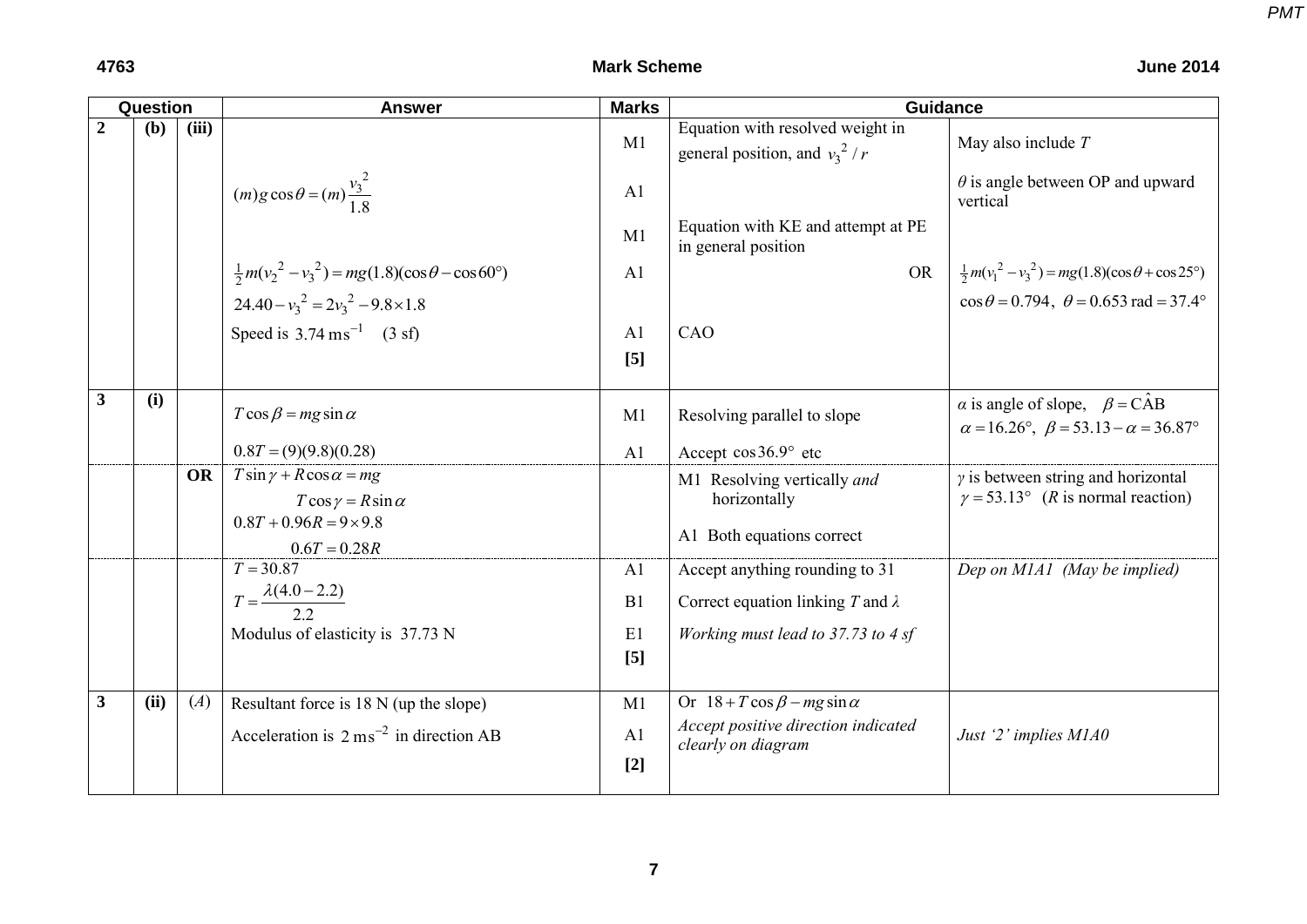| Question | | | Answer | Marks | Guidance | |
|---|---|---|---|---|---|---|
| 2 | (b) | (iii) | | M1 | Equation with resolved weight in general position, and $v_3^2 / r$ | May also include $T$ |
| | | | $(m)g\cos\theta = (m)\dfrac{v_3^2}{1.8}$ | A1 | | $\theta$ is angle between OP and upward vertical |
| | | | | M1 | Equation with KE and attempt at PE in general position | |
| | | | $\frac{1}{2}m(v_2^2 - v_3^2) = mg(1.8)(\cos\theta - \cos 60°)$ | A1 | OR | $\frac{1}{2}m(v_1^2 - v_3^2) = mg(1.8)(\cos\theta + \cos 25°)$ |
| | | | $24.40 - v_3^2 = 2v_3^2 - 9.8 \times 1.8$ | | | $\cos\theta = 0.794,\ \theta = 0.653\text{ rad} = 37.4°$ |
| | | | Speed is $3.74\text{ m s}^{-1}$ (3 sf) | A1 | CAO | |
| | | | | **[5]** | | |
| 3 | (i) | | $T\cos\beta = mg\sin\alpha$ | M1 | Resolving parallel to slope | $\alpha$ is angle of slope, $\beta = \text{C}\hat{\text{A}}\text{B}$ <br> $\alpha = 16.26°,\ \beta = 53.13 - \alpha = 36.87°$ |
| | | | $0.8T = (9)(9.8)(0.28)$ | A1 | Accept $\cos 36.9°$ etc | |
| | | **OR** | $T\sin\gamma + R\cos\alpha = mg$ <br> $T\cos\gamma = R\sin\alpha$ <br> $0.8T + 0.96R = 9 \times 9.8$ <br> $0.6T = 0.28R$ | | M1 Resolving vertically *and* horizontally <br> A1 Both equations correct | $\gamma$ is between string and horizontal <br> $\gamma = 53.13°$ ($R$ is normal reaction) |
| | | | $T = 30.87$ | A1 | Accept anything rounding to 31 | *Dep on M1A1 (May be implied)* |
| | | | $T = \dfrac{\lambda(4.0 - 2.2)}{2.2}$ | B1 | Correct equation linking $T$ and $\lambda$ | |
| | | | Modulus of elasticity is 37.73 N | E1 | *Working must lead to 37.73 to 4 sf* | |
| | | | | **[5]** | | |
| 3 | (ii) | ($A$) | Resultant force is 18 N (up the slope) | M1 | Or $18 + T\cos\beta - mg\sin\alpha$ | |
| | | | Acceleration is $2\text{ m s}^{-2}$ in direction AB | A1 | *Accept positive direction indicated clearly on diagram* | *Just '2' implies M1A0* |
| | | | | **[2]** | | |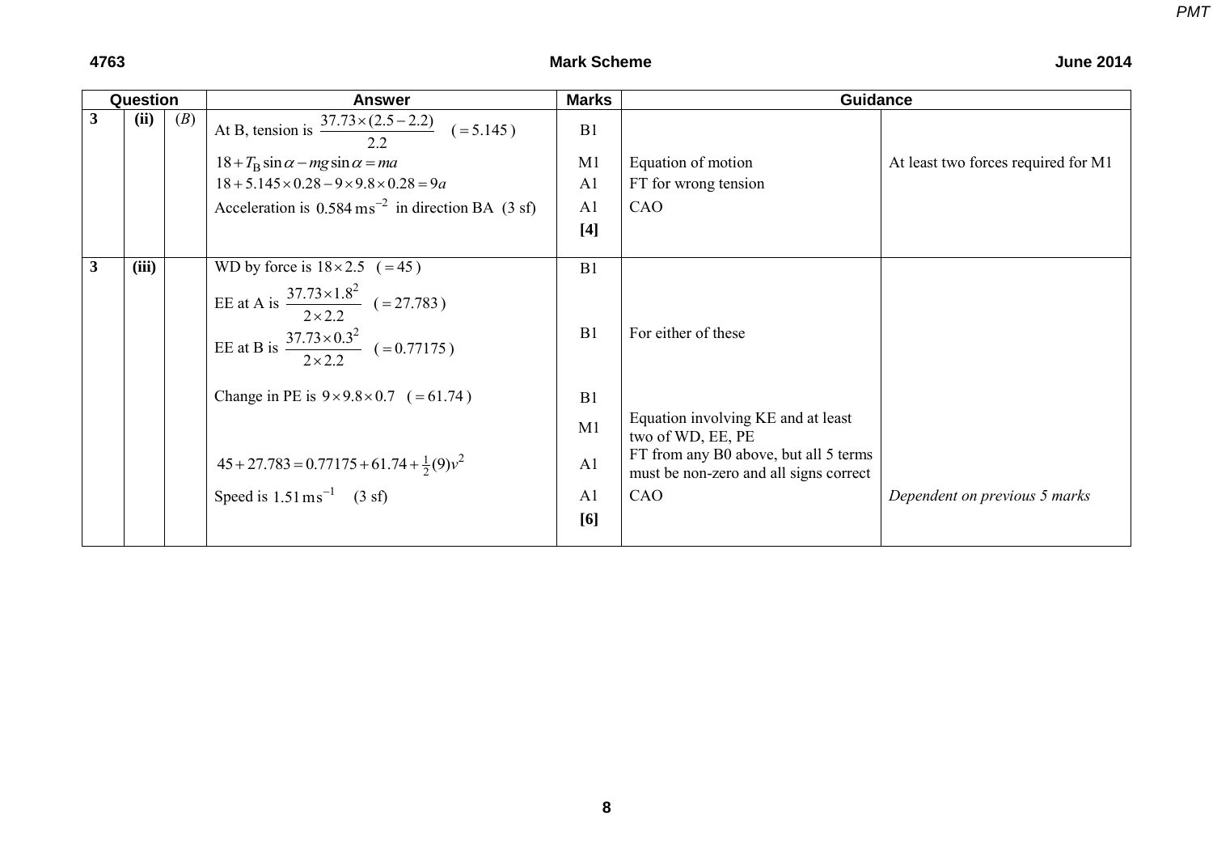| Question | | | Answer | Marks | Guidance | |
|---|---|---|---|---|---|---|
| 3 | (ii) | (*B*) | At B, tension is $\frac{37.73 \times (2.5 - 2.2)}{2.2}$ $\quad (= 5.145)$ | B1 | | |
| | | | $18 + T_B \sin\alpha - mg\sin\alpha = ma$ | M1 | Equation of motion | At least two forces required for M1 |
| | | | $18 + 5.145 \times 0.28 - 9 \times 9.8 \times 0.28 = 9a$ | A1 | FT for wrong tension | |
| | | | Acceleration is $0.584\,\text{m s}^{-2}$ in direction BA (3 sf) | A1 | CAO | |
| | | | | **[4]** | | |
| 3 | (iii) | | WD by force is $18 \times 2.5$ $\quad (= 45)$ | B1 | | |
| | | | EE at A is $\frac{37.73 \times 1.8^2}{2 \times 2.2}$ $\quad (= 27.783)$ <br> EE at B is $\frac{37.73 \times 0.3^2}{2 \times 2.2}$ $\quad (= 0.77175)$ | B1 | For either of these | |
| | | | Change in PE is $9 \times 9.8 \times 0.7$ $\quad (= 61.74)$ | B1 | | |
| | | | | M1 | Equation involving KE and at least two of WD, EE, PE | |
| | | | $45 + 27.783 = 0.77175 + 61.74 + \frac{1}{2}(9)v^2$ | A1 | FT from any B0 above, but all 5 terms must be non-zero and all signs correct | |
| | | | Speed is $1.51\,\text{m s}^{-1}$ (3 sf) | A1 | CAO | *Dependent on previous 5 marks* |
| | | | | **[6]** | | |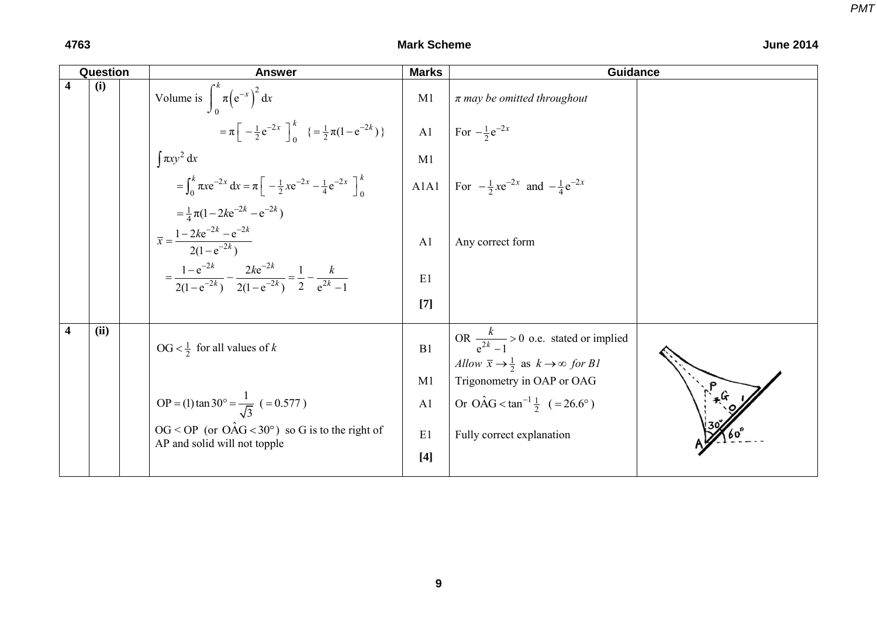**4763 Mark Scheme June 2014**

| Question | | | Answer | Marks | Guidance | |
|---|---|---|---|---|---|---|
| 4 | (i) | | Volume is $\int_0^k \pi\left(e^{-x}\right)^2 \mathrm{d}x$ | M1 | *π may be omitted throughout* | |
| | | | $= \pi\left[-\frac{1}{2}e^{-2x}\right]_0^k \quad \{= \frac{1}{2}\pi(1-e^{-2k})\}$ | A1 | For $-\frac{1}{2}e^{-2x}$ | |
| | | | $\int \pi x y^2 \,\mathrm{d}x$ | M1 | | |
| | | | $= \int_0^k \pi x e^{-2x}\,\mathrm{d}x = \pi\left[-\frac{1}{2}xe^{-2x} - \frac{1}{4}e^{-2x}\right]_0^k$ | A1A1 | For $-\frac{1}{2}xe^{-2x}$ and $-\frac{1}{4}e^{-2x}$ | |
| | | | $= \frac{1}{4}\pi(1-2ke^{-2k}-e^{-2k})$ | | | |
| | | | $\bar{x} = \dfrac{1-2ke^{-2k}-e^{-2k}}{2(1-e^{-2k})}$ | A1 | Any correct form | |
| | | | $= \dfrac{1-e^{-2k}}{2(1-e^{-2k})} - \dfrac{2ke^{-2k}}{2(1-e^{-2k})} = \dfrac{1}{2} - \dfrac{k}{e^{2k}-1}$ | E1 | | |
| | | | | **[7]** | | |
| 4 | (ii) | | $\text{OG} < \frac{1}{2}$ for all values of $k$ | B1 | OR $\dfrac{k}{e^{2k}-1} > 0$ o.e. stated or implied<br>*Allow* $\bar{x} \to \frac{1}{2}$ *as* $k \to \infty$ *for B1* | |
| | | | | M1 | Trigonometry in OAP or OAG | |
| | | | $\text{OP} = (1)\tan 30° = \dfrac{1}{\sqrt{3}} \quad (= 0.577)$ | A1 | Or $\text{O\hat{A}G} < \tan^{-1}\frac{1}{2} \quad (= 26.6°)$ | |
| | | | $\text{OG} < \text{OP}$ (or $\text{O\hat{A}G} < 30°$) so G is to the right of AP and solid will not topple | E1 | Fully correct explanation | |
| | | | | **[4]** | | |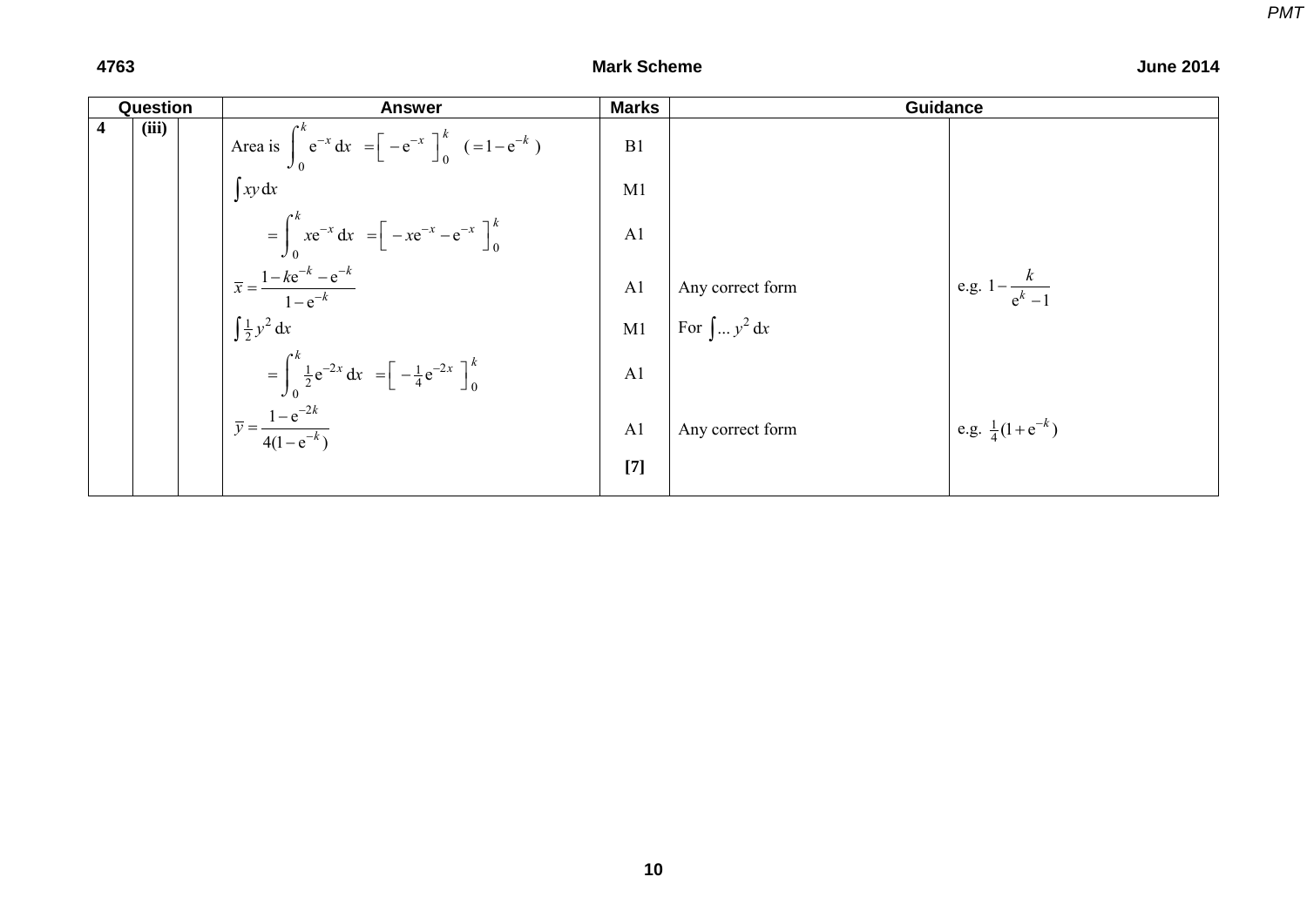| Question | | | Answer | Marks | Guidance | |
|---|---|---|---|---|---|---|
| 4 | (iii) | | Area is $\int_0^k \mathrm{e}^{-x}\,\mathrm{d}x \;\; = \Big[ -\mathrm{e}^{-x} \Big]_0^k \;\; (= 1 - \mathrm{e}^{-k})$ | B1 | | |
| | | | $\int xy\,\mathrm{d}x$ | M1 | | |
| | | | $= \int_0^k x\mathrm{e}^{-x}\,\mathrm{d}x \;\; = \Big[ -x\mathrm{e}^{-x} - \mathrm{e}^{-x} \Big]_0^k$ | A1 | | |
| | | | $\overline{x} = \dfrac{1 - k\mathrm{e}^{-k} - \mathrm{e}^{-k}}{1 - \mathrm{e}^{-k}}$ | A1 | Any correct form | e.g. $1 - \dfrac{k}{\mathrm{e}^k - 1}$ |
| | | | $\int \frac{1}{2} y^2\,\mathrm{d}x$ | M1 | For $\int ... y^2\,\mathrm{d}x$ | |
| | | | $= \int_0^k \frac{1}{2}\mathrm{e}^{-2x}\,\mathrm{d}x \;\; = \Big[ -\frac{1}{4}\mathrm{e}^{-2x} \Big]_0^k$ | A1 | | |
| | | | $\overline{y} = \dfrac{1 - \mathrm{e}^{-2k}}{4(1 - \mathrm{e}^{-k})}$ | A1 | Any correct form | e.g. $\frac{1}{4}(1 + \mathrm{e}^{-k})$ |
| | | | | [7] | | |